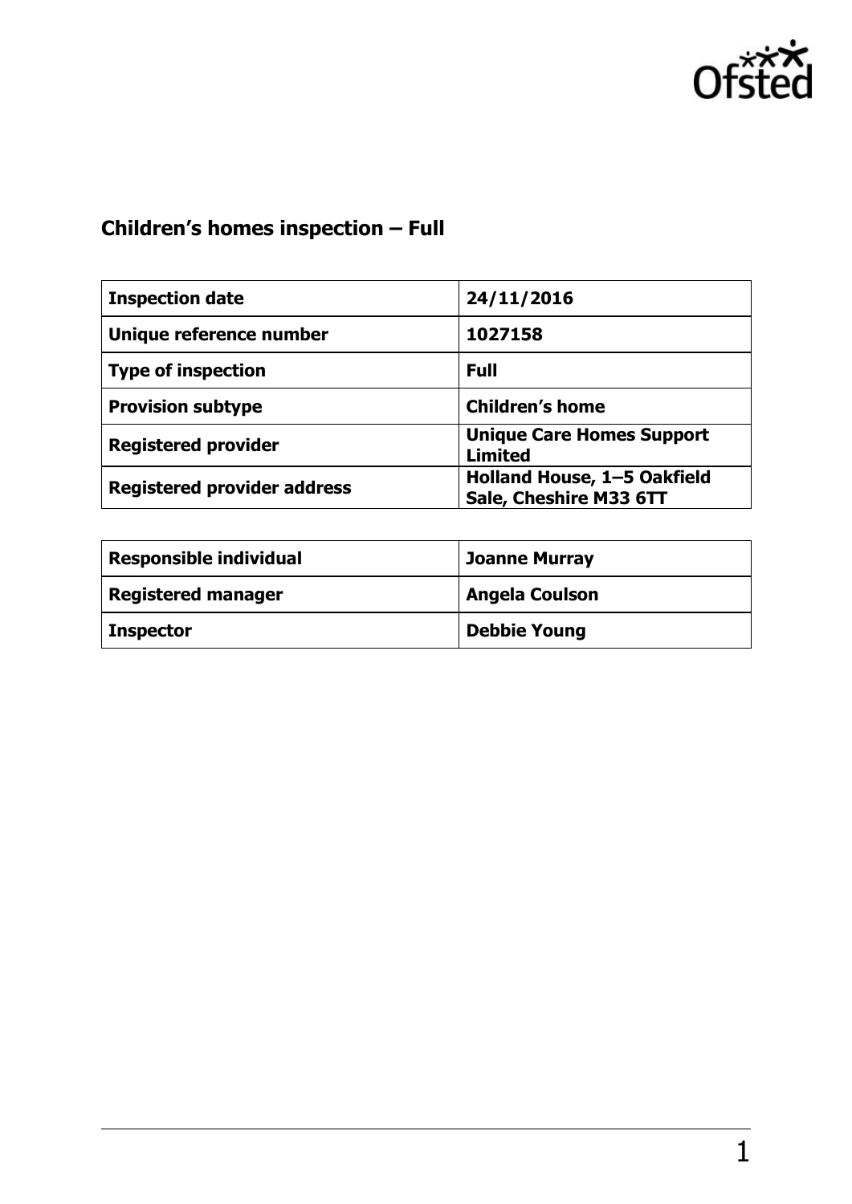# Children's homes inspection – Full

| Inspection date | 24/11/2016 |
| --- | --- |
| Unique reference number | 1027158 |
| Type of inspection | Full |
| Provision subtype | Children's home |
| Registered provider | Unique Care Homes Support Limited |
| Registered provider address | Holland House, 1–5 Oakfield Sale, Cheshire M33 6TT |

| Responsible individual | Joanne Murray |
| --- | --- |
| Registered manager | Angela Coulson |
| Inspector | Debbie Young |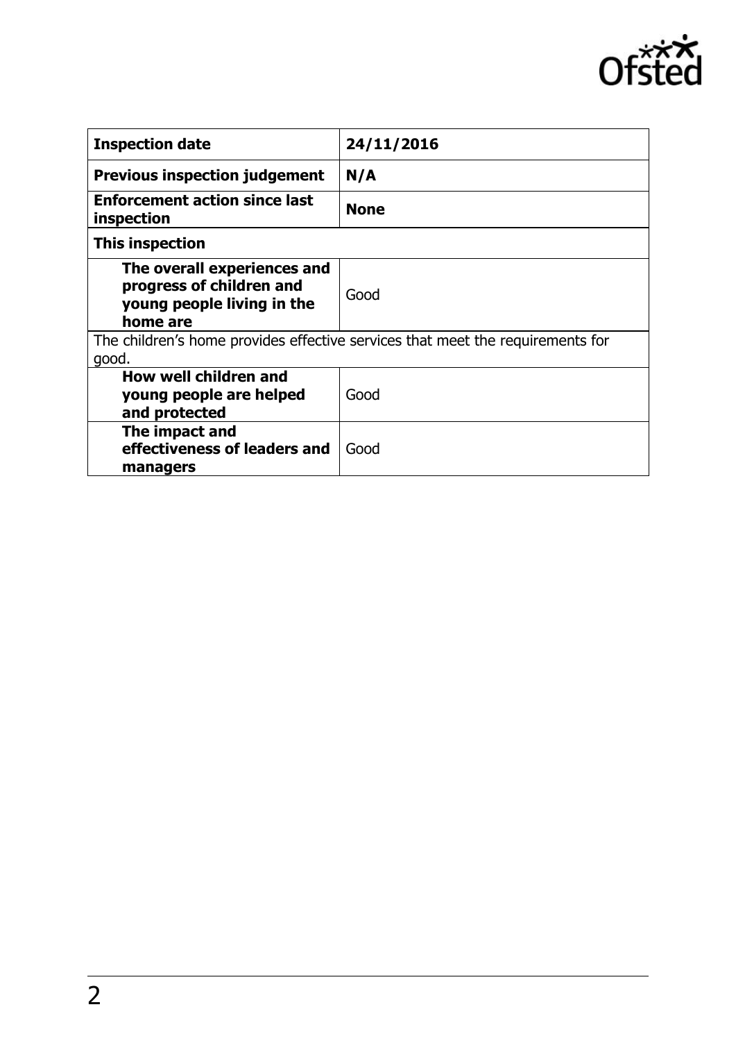| | |
|---|---|
| **Inspection date** | **24/11/2016** |
| **Previous inspection judgement** | **N/A** |
| **Enforcement action since last inspection** | **None** |
| **This inspection** | |
| **The overall experiences and progress of children and young people living in the home are** | Good |
| The children's home provides effective services that meet the requirements for good. | |
| **How well children and young people are helped and protected** | Good |
| **The impact and effectiveness of leaders and managers** | Good |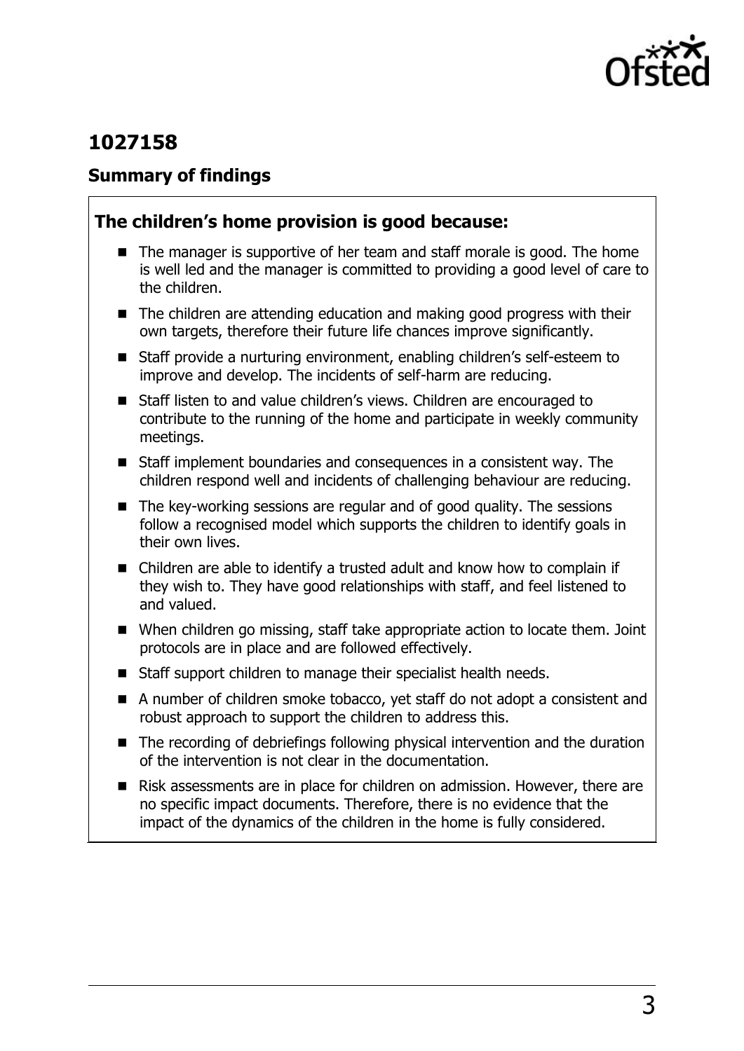# 1027158

## Summary of findings

### The children's home provision is good because:

- The manager is supportive of her team and staff morale is good. The home is well led and the manager is committed to providing a good level of care to the children.
- The children are attending education and making good progress with their own targets, therefore their future life chances improve significantly.
- Staff provide a nurturing environment, enabling children's self-esteem to improve and develop. The incidents of self-harm are reducing.
- Staff listen to and value children's views. Children are encouraged to contribute to the running of the home and participate in weekly community meetings.
- Staff implement boundaries and consequences in a consistent way. The children respond well and incidents of challenging behaviour are reducing.
- The key-working sessions are regular and of good quality. The sessions follow a recognised model which supports the children to identify goals in their own lives.
- Children are able to identify a trusted adult and know how to complain if they wish to. They have good relationships with staff, and feel listened to and valued.
- When children go missing, staff take appropriate action to locate them. Joint protocols are in place and are followed effectively.
- Staff support children to manage their specialist health needs.
- A number of children smoke tobacco, yet staff do not adopt a consistent and robust approach to support the children to address this.
- The recording of debriefings following physical intervention and the duration of the intervention is not clear in the documentation.
- Risk assessments are in place for children on admission. However, there are no specific impact documents. Therefore, there is no evidence that the impact of the dynamics of the children in the home is fully considered.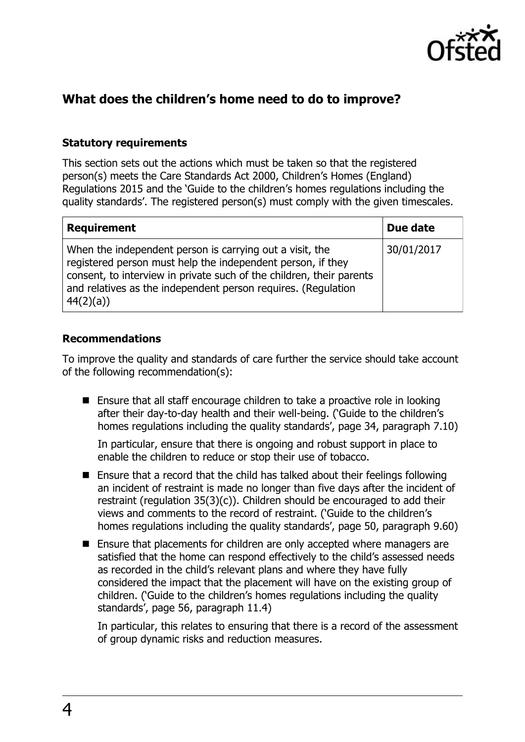## What does the children's home need to do to improve?

### Statutory requirements

This section sets out the actions which must be taken so that the registered person(s) meets the Care Standards Act 2000, Children's Homes (England) Regulations 2015 and the 'Guide to the children's homes regulations including the quality standards'. The registered person(s) must comply with the given timescales.

| Requirement | Due date |
|---|---|
| When the independent person is carrying out a visit, the registered person must help the independent person, if they consent, to interview in private such of the children, their parents and relatives as the independent person requires. (Regulation 44(2)(a)) | 30/01/2017 |

### Recommendations

To improve the quality and standards of care further the service should take account of the following recommendation(s):

- Ensure that all staff encourage children to take a proactive role in looking after their day-to-day health and their well-being. ('Guide to the children's homes regulations including the quality standards', page 34, paragraph 7.10)

  In particular, ensure that there is ongoing and robust support in place to enable the children to reduce or stop their use of tobacco.

- Ensure that a record that the child has talked about their feelings following an incident of restraint is made no longer than five days after the incident of restraint (regulation 35(3)(c)). Children should be encouraged to add their views and comments to the record of restraint. ('Guide to the children's homes regulations including the quality standards', page 50, paragraph 9.60)

- Ensure that placements for children are only accepted where managers are satisfied that the home can respond effectively to the child's assessed needs as recorded in the child's relevant plans and where they have fully considered the impact that the placement will have on the existing group of children. ('Guide to the children's homes regulations including the quality standards', page 56, paragraph 11.4)

  In particular, this relates to ensuring that there is a record of the assessment of group dynamic risks and reduction measures.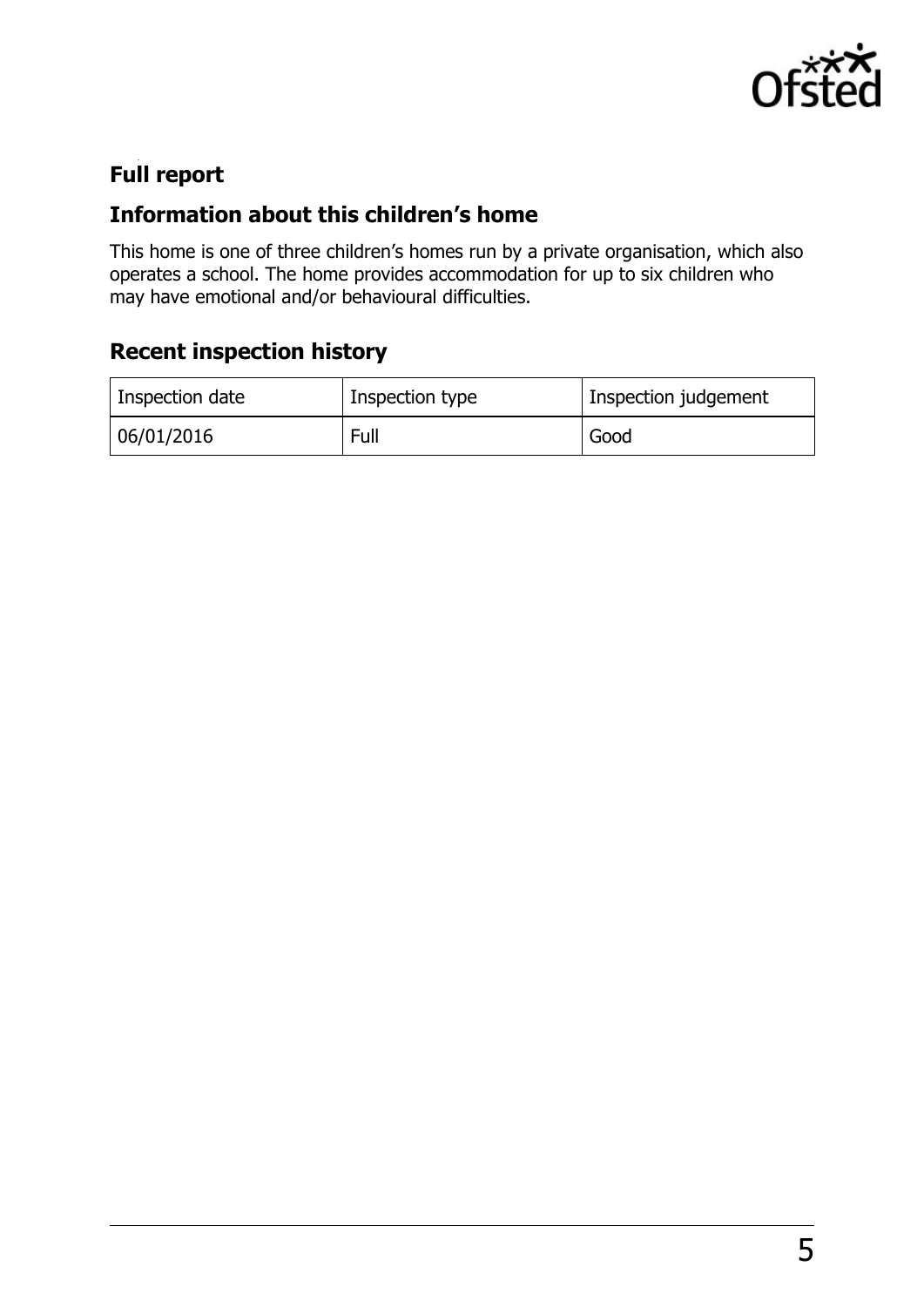## Full report

### Information about this children's home

This home is one of three children's homes run by a private organisation, which also operates a school. The home provides accommodation for up to six children who may have emotional and/or behavioural difficulties.

### Recent inspection history

| Inspection date | Inspection type | Inspection judgement |
| --- | --- | --- |
| 06/01/2016 | Full | Good |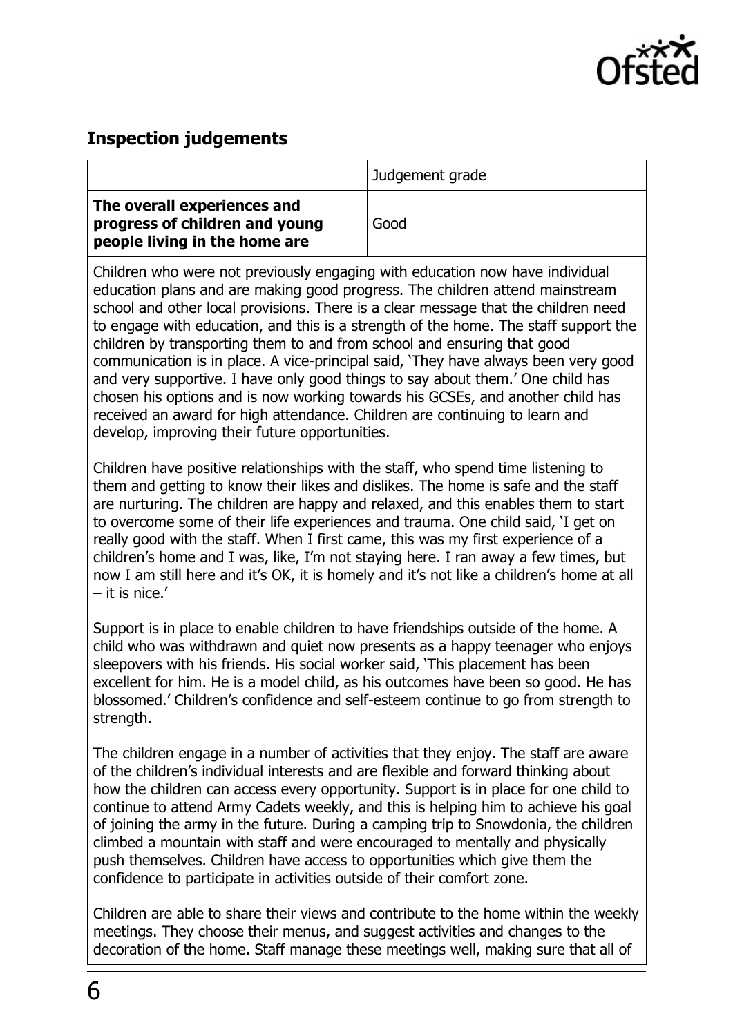## Inspection judgements

| | Judgement grade |
|---|---|
| **The overall experiences and progress of children and young people living in the home are** | Good |

Children who were not previously engaging with education now have individual education plans and are making good progress. The children attend mainstream school and other local provisions. There is a clear message that the children need to engage with education, and this is a strength of the home. The staff support the children by transporting them to and from school and ensuring that good communication is in place. A vice-principal said, 'They have always been very good and very supportive. I have only good things to say about them.' One child has chosen his options and is now working towards his GCSEs, and another child has received an award for high attendance. Children are continuing to learn and develop, improving their future opportunities.

Children have positive relationships with the staff, who spend time listening to them and getting to know their likes and dislikes. The home is safe and the staff are nurturing. The children are happy and relaxed, and this enables them to start to overcome some of their life experiences and trauma. One child said, 'I get on really good with the staff. When I first came, this was my first experience of a children's home and I was, like, I'm not staying here. I ran away a few times, but now I am still here and it's OK, it is homely and it's not like a children's home at all – it is nice.'

Support is in place to enable children to have friendships outside of the home. A child who was withdrawn and quiet now presents as a happy teenager who enjoys sleepovers with his friends. His social worker said, 'This placement has been excellent for him. He is a model child, as his outcomes have been so good. He has blossomed.' Children's confidence and self-esteem continue to go from strength to strength.

The children engage in a number of activities that they enjoy. The staff are aware of the children's individual interests and are flexible and forward thinking about how the children can access every opportunity. Support is in place for one child to continue to attend Army Cadets weekly, and this is helping him to achieve his goal of joining the army in the future. During a camping trip to Snowdonia, the children climbed a mountain with staff and were encouraged to mentally and physically push themselves. Children have access to opportunities which give them the confidence to participate in activities outside of their comfort zone.

Children are able to share their views and contribute to the home within the weekly meetings. They choose their menus, and suggest activities and changes to the decoration of the home. Staff manage these meetings well, making sure that all of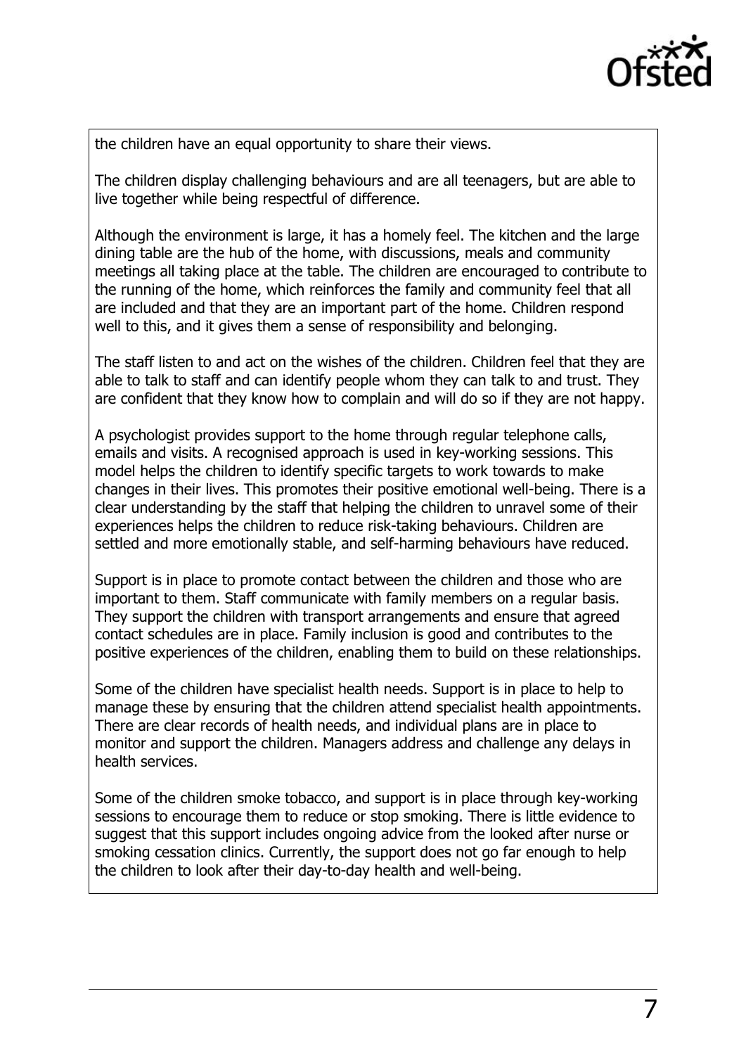the children have an equal opportunity to share their views.

The children display challenging behaviours and are all teenagers, but are able to live together while being respectful of difference.

Although the environment is large, it has a homely feel. The kitchen and the large dining table are the hub of the home, with discussions, meals and community meetings all taking place at the table. The children are encouraged to contribute to the running of the home, which reinforces the family and community feel that all are included and that they are an important part of the home. Children respond well to this, and it gives them a sense of responsibility and belonging.

The staff listen to and act on the wishes of the children. Children feel that they are able to talk to staff and can identify people whom they can talk to and trust. They are confident that they know how to complain and will do so if they are not happy.

A psychologist provides support to the home through regular telephone calls, emails and visits. A recognised approach is used in key-working sessions. This model helps the children to identify specific targets to work towards to make changes in their lives. This promotes their positive emotional well-being. There is a clear understanding by the staff that helping the children to unravel some of their experiences helps the children to reduce risk-taking behaviours. Children are settled and more emotionally stable, and self-harming behaviours have reduced.

Support is in place to promote contact between the children and those who are important to them. Staff communicate with family members on a regular basis. They support the children with transport arrangements and ensure that agreed contact schedules are in place. Family inclusion is good and contributes to the positive experiences of the children, enabling them to build on these relationships.

Some of the children have specialist health needs. Support is in place to help to manage these by ensuring that the children attend specialist health appointments. There are clear records of health needs, and individual plans are in place to monitor and support the children. Managers address and challenge any delays in health services.

Some of the children smoke tobacco, and support is in place through key-working sessions to encourage them to reduce or stop smoking. There is little evidence to suggest that this support includes ongoing advice from the looked after nurse or smoking cessation clinics. Currently, the support does not go far enough to help the children to look after their day-to-day health and well-being.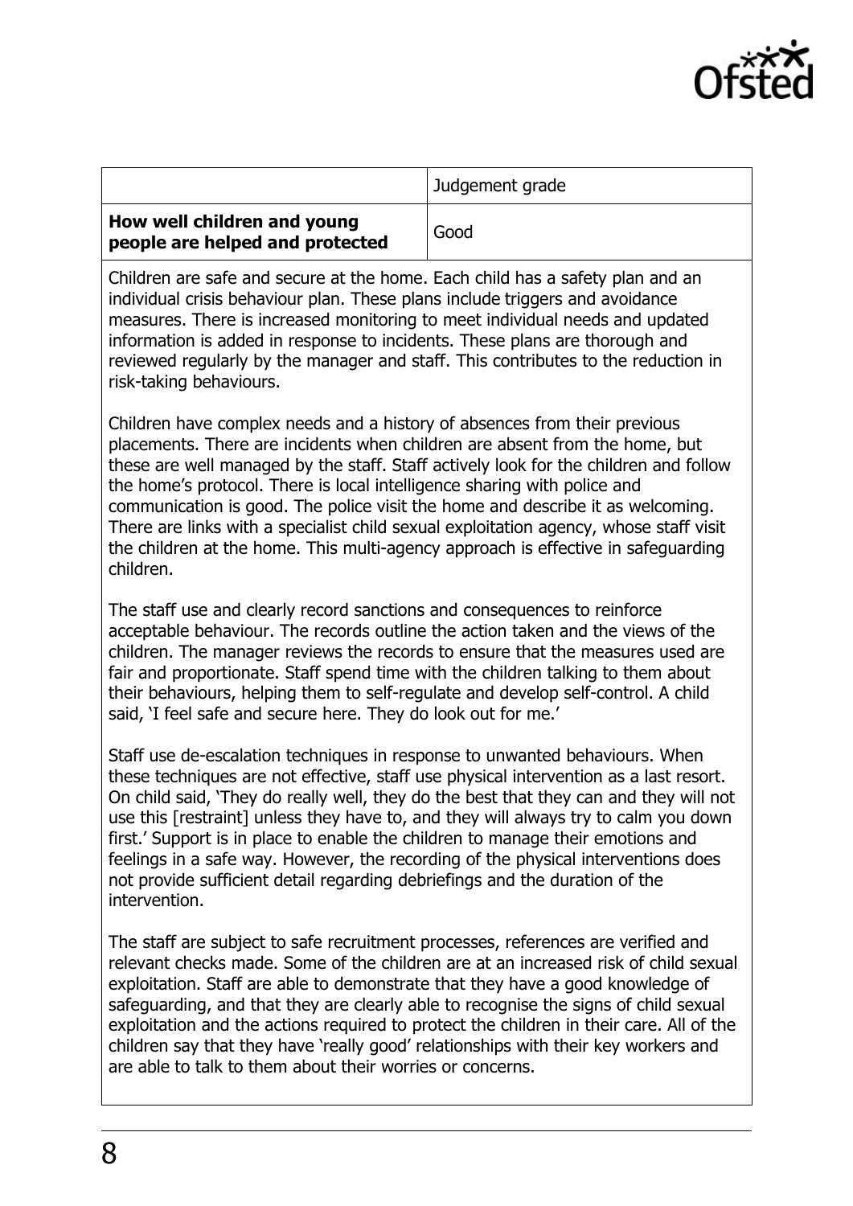| | Judgement grade |
|---|---|
| **How well children and young people are helped and protected** | Good |

Children are safe and secure at the home. Each child has a safety plan and an individual crisis behaviour plan. These plans include triggers and avoidance measures. There is increased monitoring to meet individual needs and updated information is added in response to incidents. These plans are thorough and reviewed regularly by the manager and staff. This contributes to the reduction in risk-taking behaviours.

Children have complex needs and a history of absences from their previous placements. There are incidents when children are absent from the home, but these are well managed by the staff. Staff actively look for the children and follow the home's protocol. There is local intelligence sharing with police and communication is good. The police visit the home and describe it as welcoming. There are links with a specialist child sexual exploitation agency, whose staff visit the children at the home. This multi-agency approach is effective in safeguarding children.

The staff use and clearly record sanctions and consequences to reinforce acceptable behaviour. The records outline the action taken and the views of the children. The manager reviews the records to ensure that the measures used are fair and proportionate. Staff spend time with the children talking to them about their behaviours, helping them to self-regulate and develop self-control. A child said, 'I feel safe and secure here. They do look out for me.'

Staff use de-escalation techniques in response to unwanted behaviours. When these techniques are not effective, staff use physical intervention as a last resort. On child said, 'They do really well, they do the best that they can and they will not use this [restraint] unless they have to, and they will always try to calm you down first.' Support is in place to enable the children to manage their emotions and feelings in a safe way. However, the recording of the physical interventions does not provide sufficient detail regarding debriefings and the duration of the intervention.

The staff are subject to safe recruitment processes, references are verified and relevant checks made. Some of the children are at an increased risk of child sexual exploitation. Staff are able to demonstrate that they have a good knowledge of safeguarding, and that they are clearly able to recognise the signs of child sexual exploitation and the actions required to protect the children in their care. All of the children say that they have 'really good' relationships with their key workers and are able to talk to them about their worries or concerns.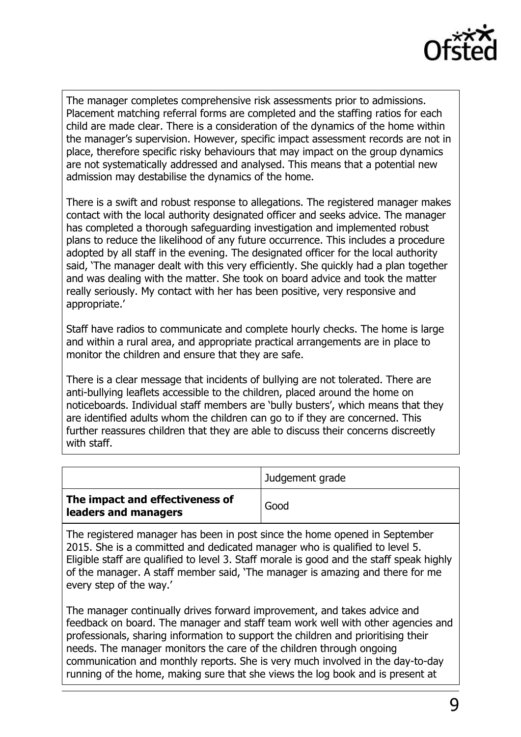The manager completes comprehensive risk assessments prior to admissions. Placement matching referral forms are completed and the staffing ratios for each child are made clear. There is a consideration of the dynamics of the home within the manager's supervision. However, specific impact assessment records are not in place, therefore specific risky behaviours that may impact on the group dynamics are not systematically addressed and analysed. This means that a potential new admission may destabilise the dynamics of the home.

There is a swift and robust response to allegations. The registered manager makes contact with the local authority designated officer and seeks advice. The manager has completed a thorough safeguarding investigation and implemented robust plans to reduce the likelihood of any future occurrence. This includes a procedure adopted by all staff in the evening. The designated officer for the local authority said, 'The manager dealt with this very efficiently. She quickly had a plan together and was dealing with the matter. She took on board advice and took the matter really seriously. My contact with her has been positive, very responsive and appropriate.'

Staff have radios to communicate and complete hourly checks. The home is large and within a rural area, and appropriate practical arrangements are in place to monitor the children and ensure that they are safe.

There is a clear message that incidents of bullying are not tolerated. There are anti-bullying leaflets accessible to the children, placed around the home on noticeboards. Individual staff members are 'bully busters', which means that they are identified adults whom the children can go to if they are concerned. This further reassures children that they are able to discuss their concerns discreetly with staff.

| | Judgement grade |
|---|---|
| **The impact and effectiveness of leaders and managers** | Good |

The registered manager has been in post since the home opened in September 2015. She is a committed and dedicated manager who is qualified to level 5. Eligible staff are qualified to level 3. Staff morale is good and the staff speak highly of the manager. A staff member said, 'The manager is amazing and there for me every step of the way.'

The manager continually drives forward improvement, and takes advice and feedback on board. The manager and staff team work well with other agencies and professionals, sharing information to support the children and prioritising their needs. The manager monitors the care of the children through ongoing communication and monthly reports. She is very much involved in the day-to-day running of the home, making sure that she views the log book and is present at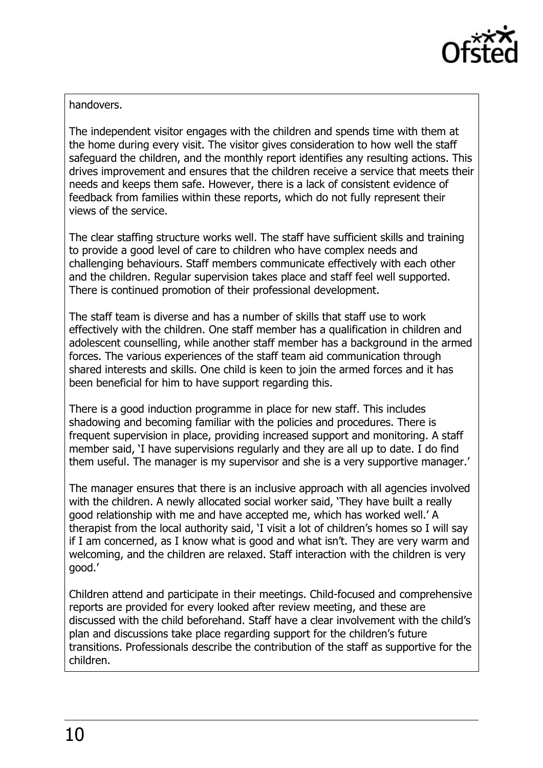handovers.

The independent visitor engages with the children and spends time with them at the home during every visit. The visitor gives consideration to how well the staff safeguard the children, and the monthly report identifies any resulting actions. This drives improvement and ensures that the children receive a service that meets their needs and keeps them safe. However, there is a lack of consistent evidence of feedback from families within these reports, which do not fully represent their views of the service.

The clear staffing structure works well. The staff have sufficient skills and training to provide a good level of care to children who have complex needs and challenging behaviours. Staff members communicate effectively with each other and the children. Regular supervision takes place and staff feel well supported. There is continued promotion of their professional development.

The staff team is diverse and has a number of skills that staff use to work effectively with the children. One staff member has a qualification in children and adolescent counselling, while another staff member has a background in the armed forces. The various experiences of the staff team aid communication through shared interests and skills. One child is keen to join the armed forces and it has been beneficial for him to have support regarding this.

There is a good induction programme in place for new staff. This includes shadowing and becoming familiar with the policies and procedures. There is frequent supervision in place, providing increased support and monitoring. A staff member said, 'I have supervisions regularly and they are all up to date. I do find them useful. The manager is my supervisor and she is a very supportive manager.'

The manager ensures that there is an inclusive approach with all agencies involved with the children. A newly allocated social worker said, 'They have built a really good relationship with me and have accepted me, which has worked well.' A therapist from the local authority said, 'I visit a lot of children's homes so I will say if I am concerned, as I know what is good and what isn't. They are very warm and welcoming, and the children are relaxed. Staff interaction with the children is very good.'

Children attend and participate in their meetings. Child-focused and comprehensive reports are provided for every looked after review meeting, and these are discussed with the child beforehand. Staff have a clear involvement with the child's plan and discussions take place regarding support for the children's future transitions. Professionals describe the contribution of the staff as supportive for the children.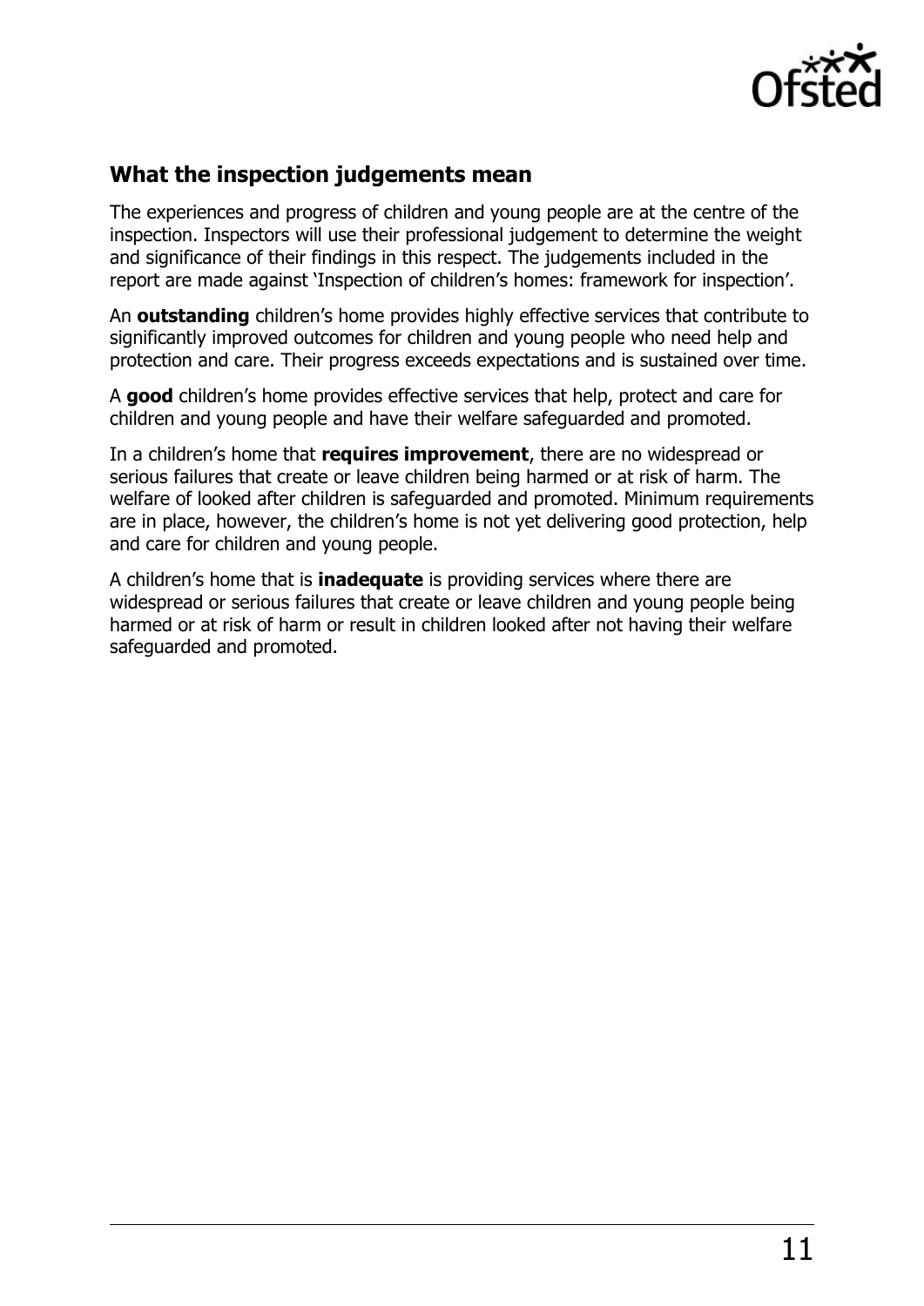## What the inspection judgements mean

The experiences and progress of children and young people are at the centre of the inspection. Inspectors will use their professional judgement to determine the weight and significance of their findings in this respect. The judgements included in the report are made against 'Inspection of children's homes: framework for inspection'.

An **outstanding** children's home provides highly effective services that contribute to significantly improved outcomes for children and young people who need help and protection and care. Their progress exceeds expectations and is sustained over time.

A **good** children's home provides effective services that help, protect and care for children and young people and have their welfare safeguarded and promoted.

In a children's home that **requires improvement**, there are no widespread or serious failures that create or leave children being harmed or at risk of harm. The welfare of looked after children is safeguarded and promoted. Minimum requirements are in place, however, the children's home is not yet delivering good protection, help and care for children and young people.

A children's home that is **inadequate** is providing services where there are widespread or serious failures that create or leave children and young people being harmed or at risk of harm or result in children looked after not having their welfare safeguarded and promoted.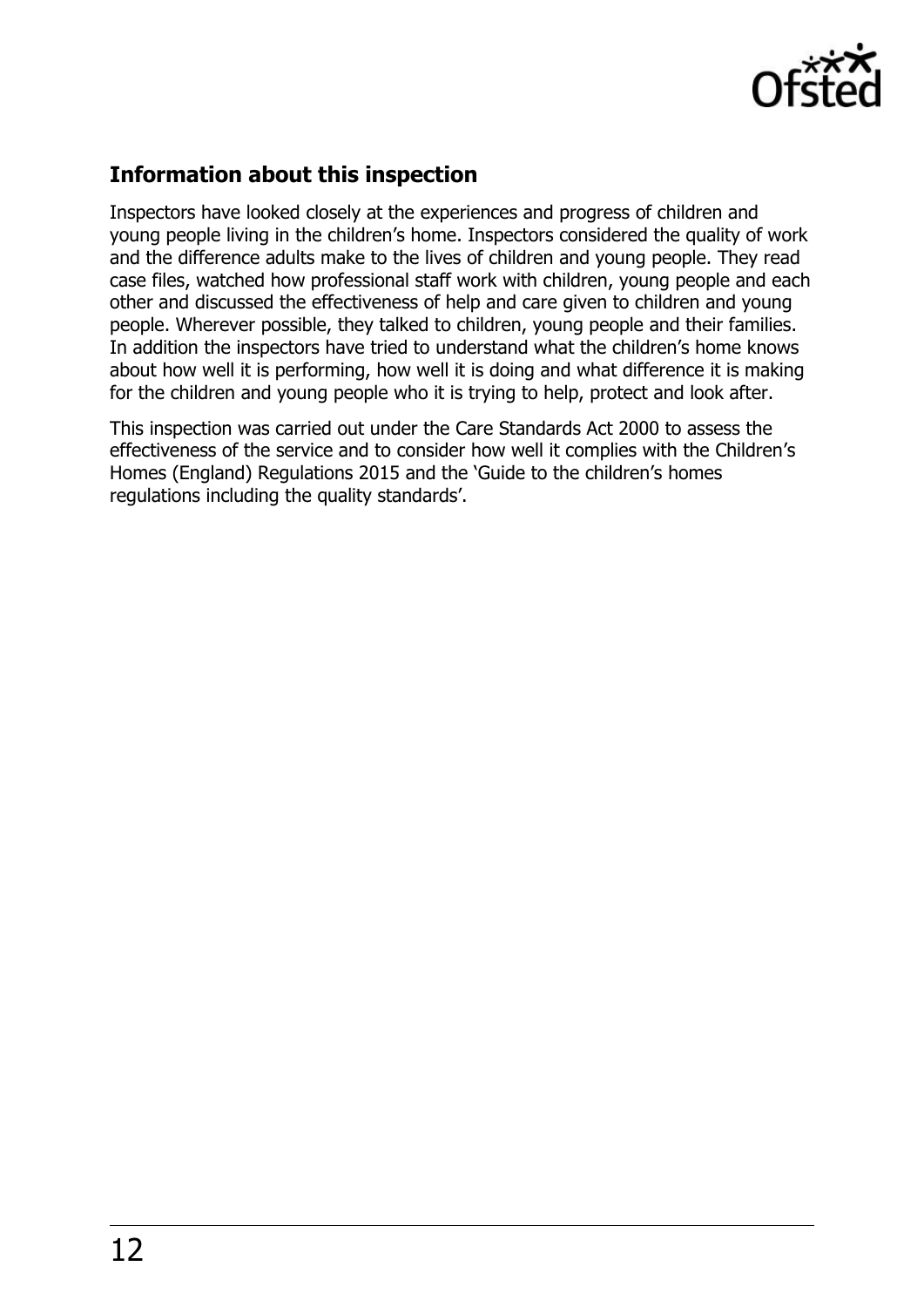## Information about this inspection

Inspectors have looked closely at the experiences and progress of children and young people living in the children's home. Inspectors considered the quality of work and the difference adults make to the lives of children and young people. They read case files, watched how professional staff work with children, young people and each other and discussed the effectiveness of help and care given to children and young people. Wherever possible, they talked to children, young people and their families. In addition the inspectors have tried to understand what the children's home knows about how well it is performing, how well it is doing and what difference it is making for the children and young people who it is trying to help, protect and look after.

This inspection was carried out under the Care Standards Act 2000 to assess the effectiveness of the service and to consider how well it complies with the Children's Homes (England) Regulations 2015 and the 'Guide to the children's homes regulations including the quality standards'.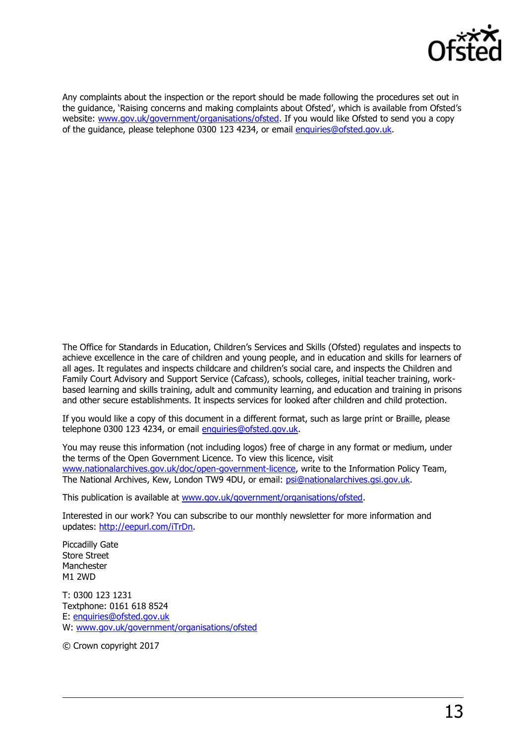Any complaints about the inspection or the report should be made following the procedures set out in the guidance, 'Raising concerns and making complaints about Ofsted', which is available from Ofsted's website: www.gov.uk/government/organisations/ofsted. If you would like Ofsted to send you a copy of the guidance, please telephone 0300 123 4234, or email enquiries@ofsted.gov.uk.

The Office for Standards in Education, Children's Services and Skills (Ofsted) regulates and inspects to achieve excellence in the care of children and young people, and in education and skills for learners of all ages. It regulates and inspects childcare and children's social care, and inspects the Children and Family Court Advisory and Support Service (Cafcass), schools, colleges, initial teacher training, work-based learning and skills training, adult and community learning, and education and training in prisons and other secure establishments. It inspects services for looked after children and child protection.

If you would like a copy of this document in a different format, such as large print or Braille, please telephone 0300 123 4234, or email enquiries@ofsted.gov.uk.

You may reuse this information (not including logos) free of charge in any format or medium, under the terms of the Open Government Licence. To view this licence, visit www.nationalarchives.gov.uk/doc/open-government-licence, write to the Information Policy Team, The National Archives, Kew, London TW9 4DU, or email: psi@nationalarchives.gsi.gov.uk.

This publication is available at www.gov.uk/government/organisations/ofsted.

Interested in our work? You can subscribe to our monthly newsletter for more information and updates: http://eepurl.com/iTrDn.

Piccadilly Gate
Store Street
Manchester
M1 2WD

T: 0300 123 1231
Textphone: 0161 618 8524
E: enquiries@ofsted.gov.uk
W: www.gov.uk/government/organisations/ofsted

© Crown copyright 2017